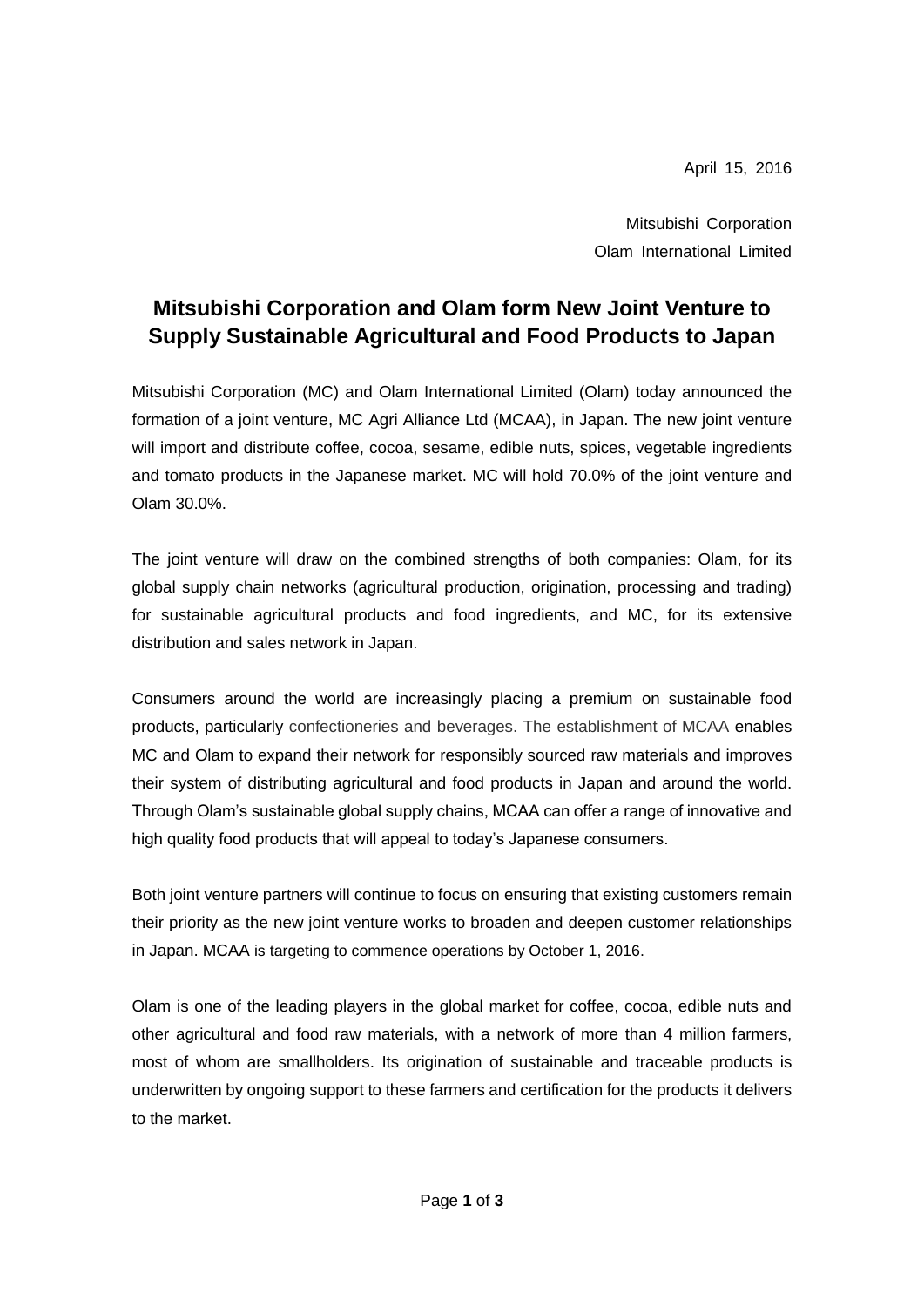April 15, 2016

Mitsubishi Corporation
Olam International Limited

# Mitsubishi Corporation and Olam form New Joint Venture to Supply Sustainable Agricultural and Food Products to Japan

Mitsubishi Corporation (MC) and Olam International Limited (Olam) today announced the formation of a joint venture, MC Agri Alliance Ltd (MCAA), in Japan. The new joint venture will import and distribute coffee, cocoa, sesame, edible nuts, spices, vegetable ingredients and tomato products in the Japanese market. MC will hold 70.0% of the joint venture and Olam 30.0%.

The joint venture will draw on the combined strengths of both companies: Olam, for its global supply chain networks (agricultural production, origination, processing and trading) for sustainable agricultural products and food ingredients, and MC, for its extensive distribution and sales network in Japan.

Consumers around the world are increasingly placing a premium on sustainable food products, particularly confectioneries and beverages. The establishment of MCAA enables MC and Olam to expand their network for responsibly sourced raw materials and improves their system of distributing agricultural and food products in Japan and around the world. Through Olam's sustainable global supply chains, MCAA can offer a range of innovative and high quality food products that will appeal to today's Japanese consumers.

Both joint venture partners will continue to focus on ensuring that existing customers remain their priority as the new joint venture works to broaden and deepen customer relationships in Japan. MCAA is targeting to commence operations by October 1, 2016.

Olam is one of the leading players in the global market for coffee, cocoa, edible nuts and other agricultural and food raw materials, with a network of more than 4 million farmers, most of whom are smallholders. Its origination of sustainable and traceable products is underwritten by ongoing support to these farmers and certification for the products it delivers to the market.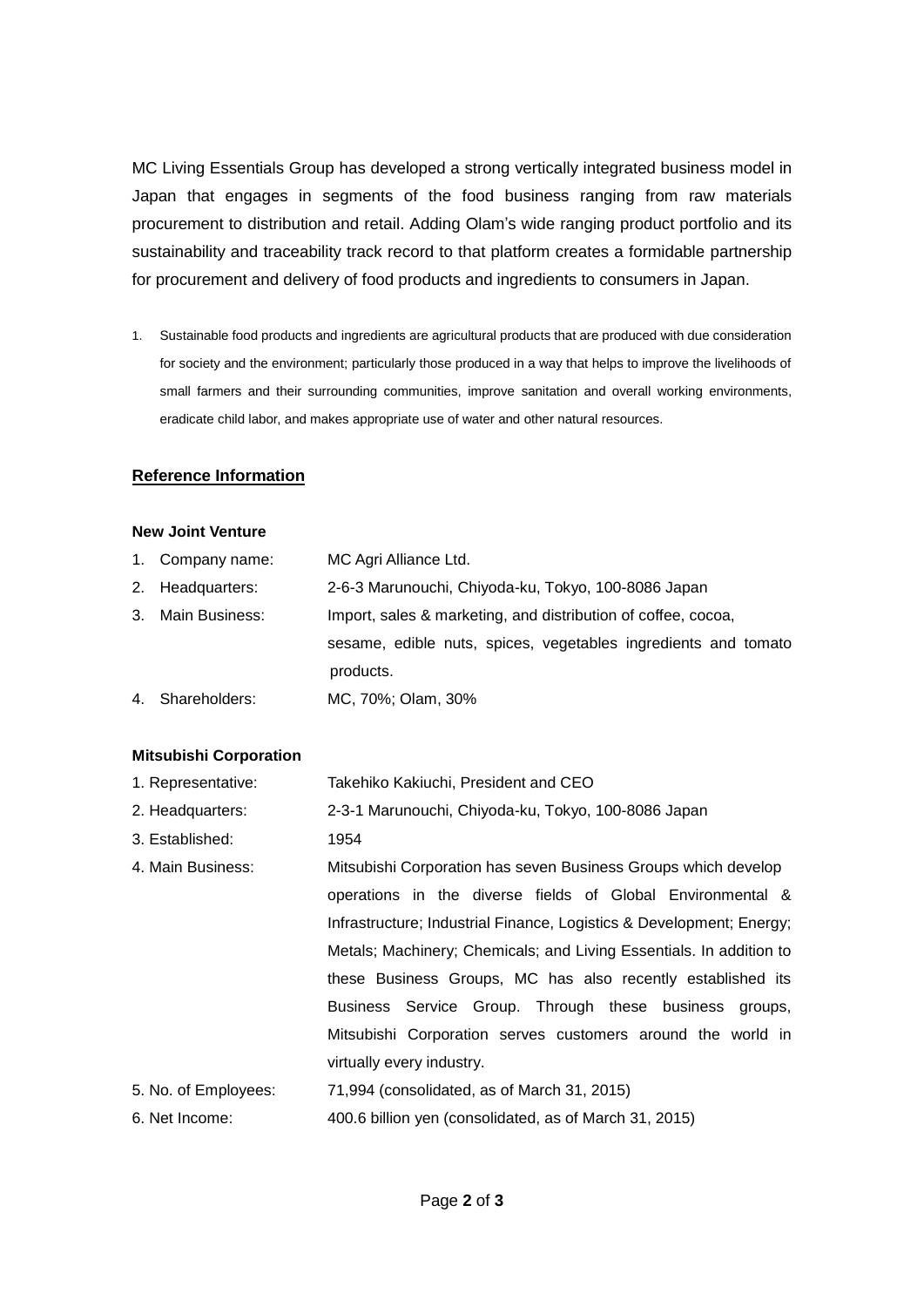MC Living Essentials Group has developed a strong vertically integrated business model in Japan that engages in segments of the food business ranging from raw materials procurement to distribution and retail. Adding Olam's wide ranging product portfolio and its sustainability and traceability track record to that platform creates a formidable partnership for procurement and delivery of food products and ingredients to consumers in Japan.

1. Sustainable food products and ingredients are agricultural products that are produced with due consideration for society and the environment; particularly those produced in a way that helps to improve the livelihoods of small farmers and their surrounding communities, improve sanitation and overall working environments, eradicate child labor, and makes appropriate use of water and other natural resources.

## Reference Information

### New Joint Venture

1. Company name: MC Agri Alliance Ltd.
2. Headquarters: 2-6-3 Marunouchi, Chiyoda-ku, Tokyo, 100-8086 Japan
3. Main Business: Import, sales & marketing, and distribution of coffee, cocoa, sesame, edible nuts, spices, vegetables ingredients and tomato products.
4. Shareholders: MC, 70%; Olam, 30%

### Mitsubishi Corporation

1. Representative: Takehiko Kakiuchi, President and CEO
2. Headquarters: 2-3-1 Marunouchi, Chiyoda-ku, Tokyo, 100-8086 Japan
3. Established: 1954
4. Main Business: Mitsubishi Corporation has seven Business Groups which develop operations in the diverse fields of Global Environmental & Infrastructure; Industrial Finance, Logistics & Development; Energy; Metals; Machinery; Chemicals; and Living Essentials. In addition to these Business Groups, MC has also recently established its Business Service Group. Through these business groups, Mitsubishi Corporation serves customers around the world in virtually every industry.
5. No. of Employees: 71,994 (consolidated, as of March 31, 2015)
6. Net Income: 400.6 billion yen (consolidated, as of March 31, 2015)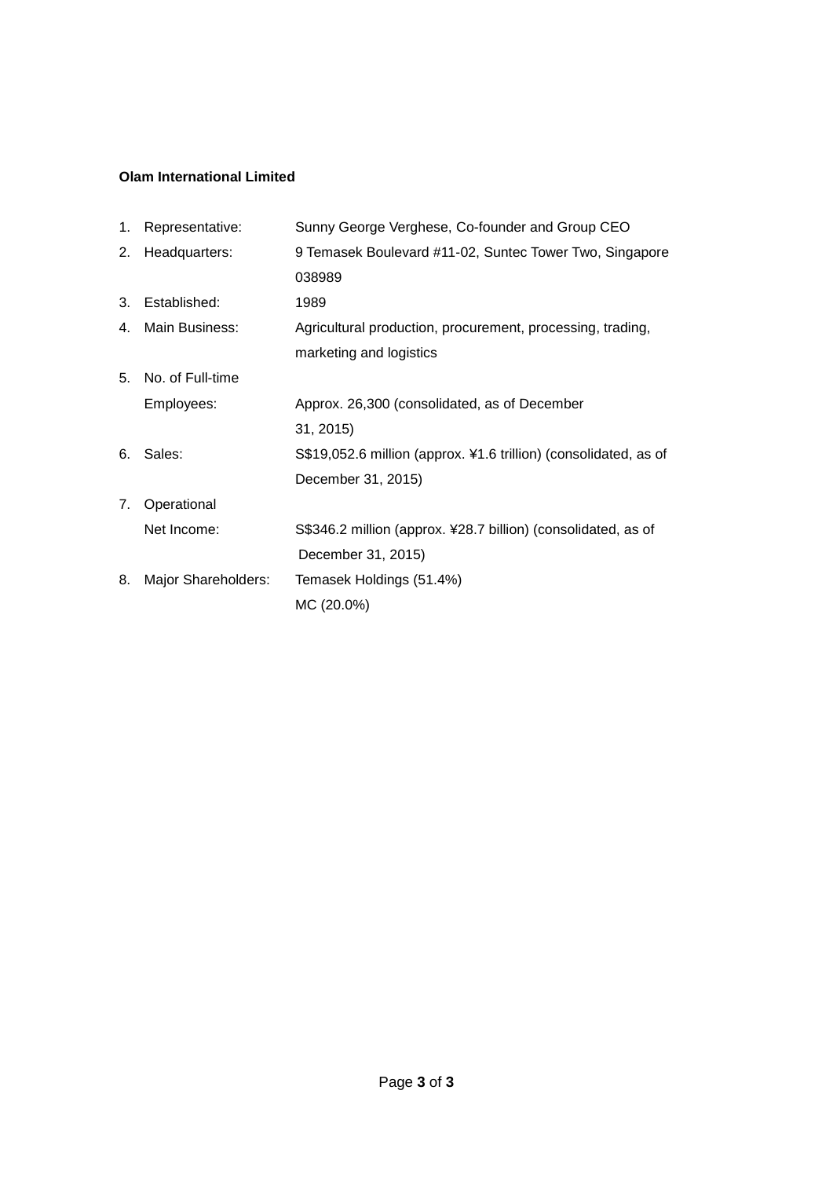**Olam International Limited**

1. Representative: Sunny George Verghese, Co-founder and Group CEO
2. Headquarters: 9 Temasek Boulevard #11-02, Suntec Tower Two, Singapore 038989
3. Established: 1989
4. Main Business: Agricultural production, procurement, processing, trading, marketing and logistics
5. No. of Full-time Employees: Approx. 26,300 (consolidated, as of December 31, 2015)
6. Sales: S$19,052.6 million (approx. ¥1.6 trillion) (consolidated, as of December 31, 2015)
7. Operational Net Income: S$346.2 million (approx. ¥28.7 billion) (consolidated, as of December 31, 2015)
8. Major Shareholders: Temasek Holdings (51.4%)
   MC (20.0%)